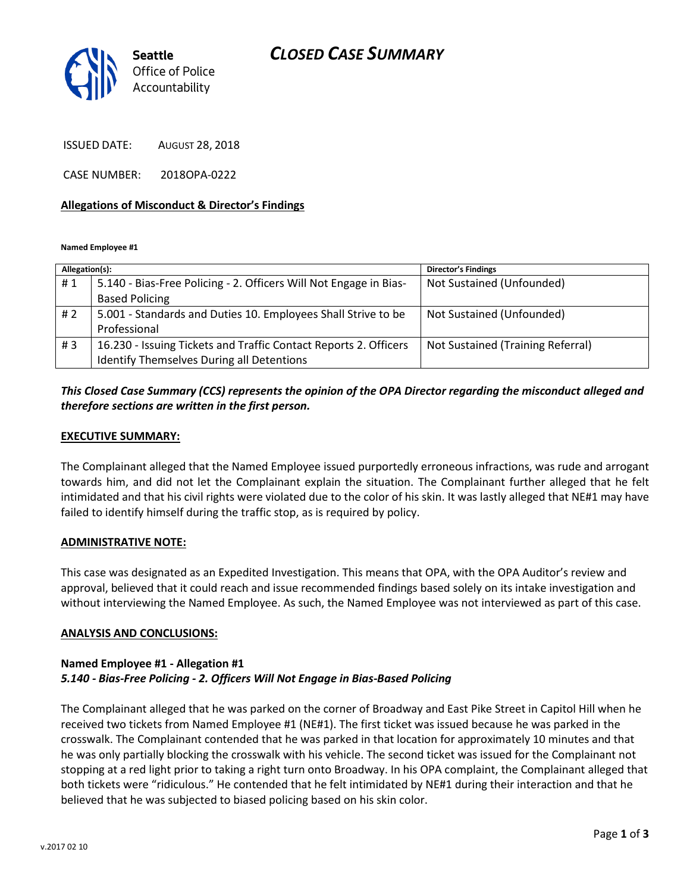Seattle
Office of Police
Accountability

# CLOSED CASE SUMMARY

ISSUED DATE: AUGUST 28, 2018

CASE NUMBER: 2018OPA-0222

**Allegations of Misconduct & Director's Findings**

**Named Employee #1**

| Allegation(s): | | Director's Findings |
|---|---|---|
| # 1 | 5.140 - Bias-Free Policing - 2. Officers Will Not Engage in Bias-Based Policing | Not Sustained (Unfounded) |
| # 2 | 5.001 - Standards and Duties 10. Employees Shall Strive to be Professional | Not Sustained (Unfounded) |
| # 3 | 16.230 - Issuing Tickets and Traffic Contact Reports 2. Officers Identify Themselves During all Detentions | Not Sustained (Training Referral) |

***This Closed Case Summary (CCS) represents the opinion of the OPA Director regarding the misconduct alleged and therefore sections are written in the first person.***

**EXECUTIVE SUMMARY:**

The Complainant alleged that the Named Employee issued purportedly erroneous infractions, was rude and arrogant towards him, and did not let the Complainant explain the situation. The Complainant further alleged that he felt intimidated and that his civil rights were violated due to the color of his skin. It was lastly alleged that NE#1 may have failed to identify himself during the traffic stop, as is required by policy.

**ADMINISTRATIVE NOTE:**

This case was designated as an Expedited Investigation. This means that OPA, with the OPA Auditor's review and approval, believed that it could reach and issue recommended findings based solely on its intake investigation and without interviewing the Named Employee. As such, the Named Employee was not interviewed as part of this case.

**ANALYSIS AND CONCLUSIONS:**

**Named Employee #1 - Allegation #1**
***5.140 - Bias-Free Policing - 2. Officers Will Not Engage in Bias-Based Policing***

The Complainant alleged that he was parked on the corner of Broadway and East Pike Street in Capitol Hill when he received two tickets from Named Employee #1 (NE#1). The first ticket was issued because he was parked in the crosswalk. The Complainant contended that he was parked in that location for approximately 10 minutes and that he was only partially blocking the crosswalk with his vehicle. The second ticket was issued for the Complainant not stopping at a red light prior to taking a right turn onto Broadway. In his OPA complaint, the Complainant alleged that both tickets were "ridiculous." He contended that he felt intimidated by NE#1 during their interaction and that he believed that he was subjected to biased policing based on his skin color.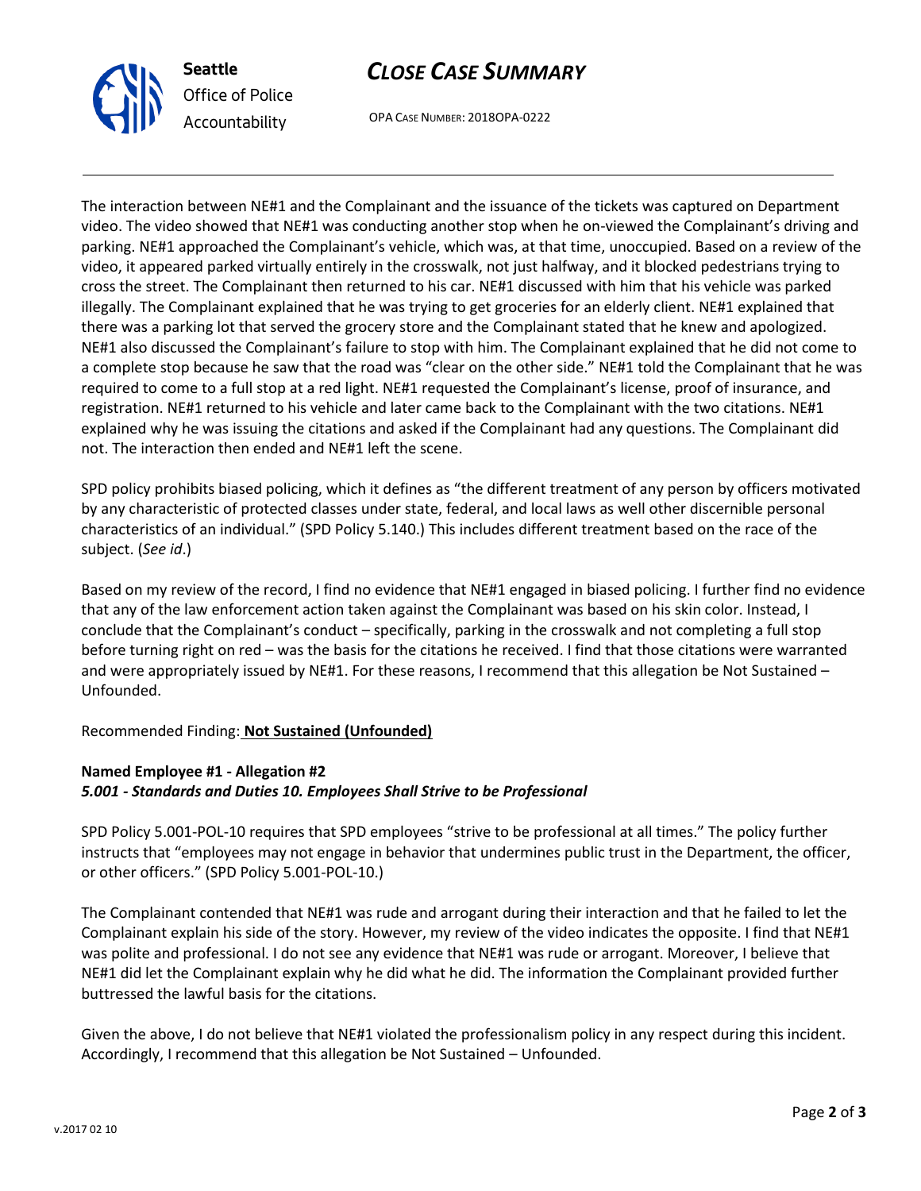The interaction between NE#1 and the Complainant and the issuance of the tickets was captured on Department video. The video showed that NE#1 was conducting another stop when he on-viewed the Complainant's driving and parking. NE#1 approached the Complainant's vehicle, which was, at that time, unoccupied. Based on a review of the video, it appeared parked virtually entirely in the crosswalk, not just halfway, and it blocked pedestrians trying to cross the street. The Complainant then returned to his car. NE#1 discussed with him that his vehicle was parked illegally. The Complainant explained that he was trying to get groceries for an elderly client. NE#1 explained that there was a parking lot that served the grocery store and the Complainant stated that he knew and apologized. NE#1 also discussed the Complainant's failure to stop with him. The Complainant explained that he did not come to a complete stop because he saw that the road was "clear on the other side." NE#1 told the Complainant that he was required to come to a full stop at a red light. NE#1 requested the Complainant's license, proof of insurance, and registration. NE#1 returned to his vehicle and later came back to the Complainant with the two citations. NE#1 explained why he was issuing the citations and asked if the Complainant had any questions. The Complainant did not. The interaction then ended and NE#1 left the scene.

SPD policy prohibits biased policing, which it defines as "the different treatment of any person by officers motivated by any characteristic of protected classes under state, federal, and local laws as well other discernible personal characteristics of an individual." (SPD Policy 5.140.) This includes different treatment based on the race of the subject. (*See id*.)

Based on my review of the record, I find no evidence that NE#1 engaged in biased policing. I further find no evidence that any of the law enforcement action taken against the Complainant was based on his skin color. Instead, I conclude that the Complainant's conduct – specifically, parking in the crosswalk and not completing a full stop before turning right on red – was the basis for the citations he received. I find that those citations were warranted and were appropriately issued by NE#1. For these reasons, I recommend that this allegation be Not Sustained – Unfounded.

Recommended Finding: **Not Sustained (Unfounded)**

**Named Employee #1 - Allegation #2**
***5.001 - Standards and Duties 10. Employees Shall Strive to be Professional***

SPD Policy 5.001-POL-10 requires that SPD employees "strive to be professional at all times." The policy further instructs that "employees may not engage in behavior that undermines public trust in the Department, the officer, or other officers." (SPD Policy 5.001-POL-10.)

The Complainant contended that NE#1 was rude and arrogant during their interaction and that he failed to let the Complainant explain his side of the story. However, my review of the video indicates the opposite. I find that NE#1 was polite and professional. I do not see any evidence that NE#1 was rude or arrogant. Moreover, I believe that NE#1 did let the Complainant explain why he did what he did. The information the Complainant provided further buttressed the lawful basis for the citations.

Given the above, I do not believe that NE#1 violated the professionalism policy in any respect during this incident. Accordingly, I recommend that this allegation be Not Sustained – Unfounded.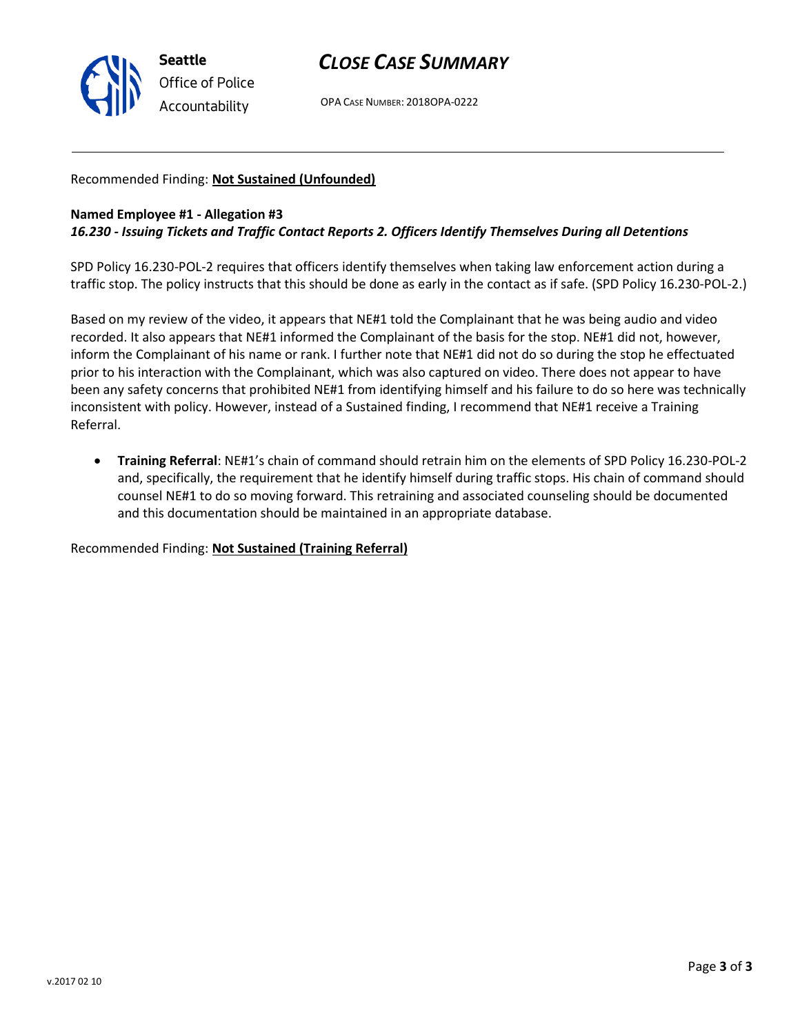Recommended Finding: **Not Sustained (Unfounded)**

**Named Employee #1 - Allegation #3**
***16.230 - Issuing Tickets and Traffic Contact Reports 2. Officers Identify Themselves During all Detentions***

SPD Policy 16.230-POL-2 requires that officers identify themselves when taking law enforcement action during a traffic stop. The policy instructs that this should be done as early in the contact as if safe. (SPD Policy 16.230-POL-2.)

Based on my review of the video, it appears that NE#1 told the Complainant that he was being audio and video recorded. It also appears that NE#1 informed the Complainant of the basis for the stop. NE#1 did not, however, inform the Complainant of his name or rank. I further note that NE#1 did not do so during the stop he effectuated prior to his interaction with the Complainant, which was also captured on video. There does not appear to have been any safety concerns that prohibited NE#1 from identifying himself and his failure to do so here was technically inconsistent with policy. However, instead of a Sustained finding, I recommend that NE#1 receive a Training Referral.

- **Training Referral**: NE#1's chain of command should retrain him on the elements of SPD Policy 16.230-POL-2 and, specifically, the requirement that he identify himself during traffic stops. His chain of command should counsel NE#1 to do so moving forward. This retraining and associated counseling should be documented and this documentation should be maintained in an appropriate database.

Recommended Finding: **Not Sustained (Training Referral)**